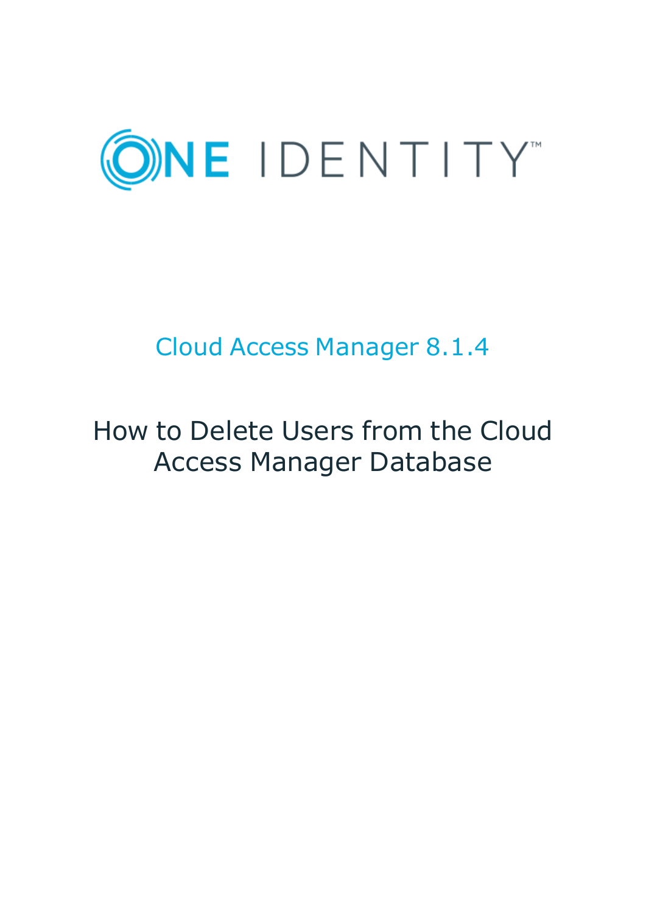ONE IDENTITY™

Cloud Access Manager 8.1.4

# How to Delete Users from the Cloud Access Manager Database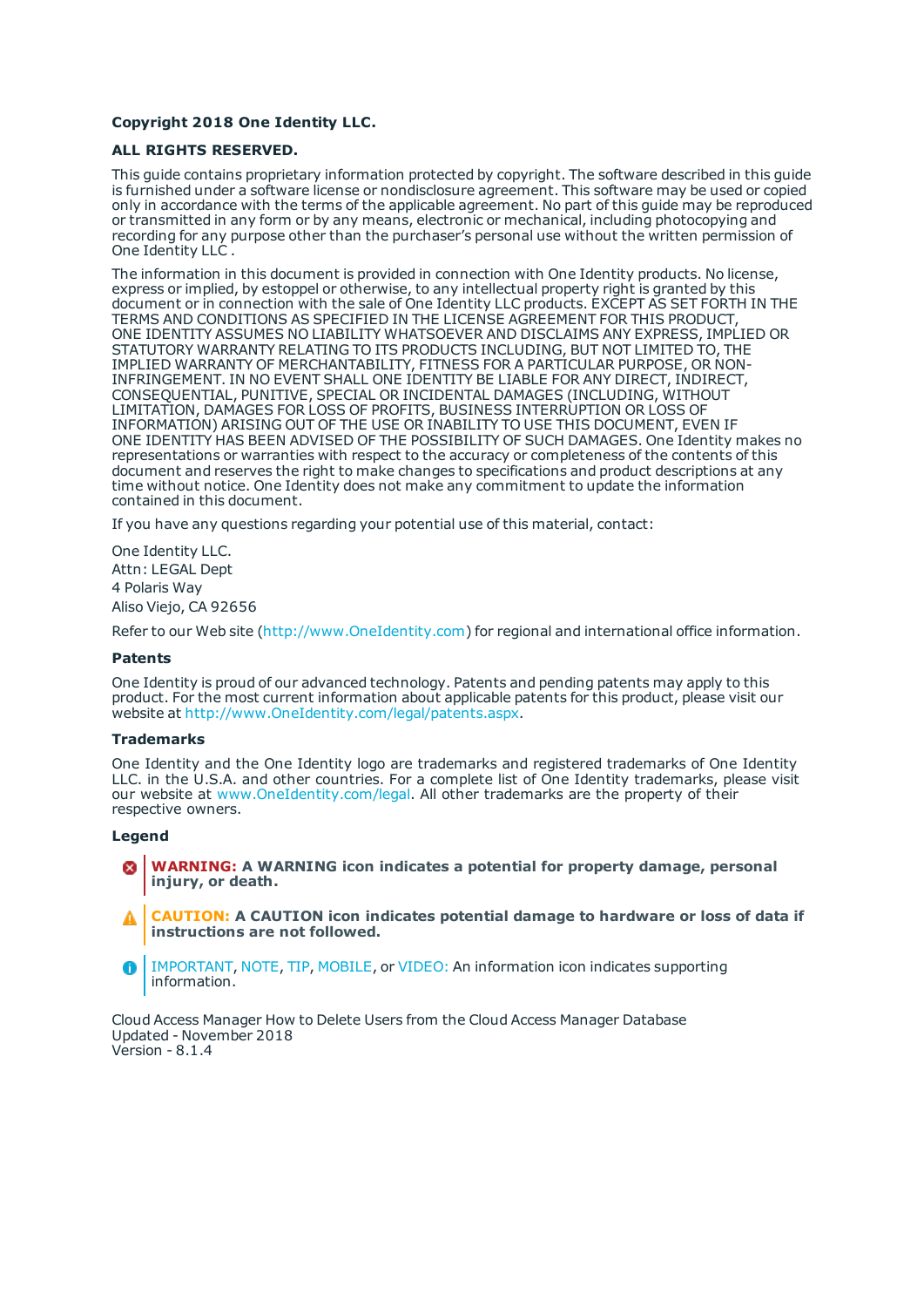**Copyright 2018 One Identity LLC.**

**ALL RIGHTS RESERVED.**

This guide contains proprietary information protected by copyright. The software described in this guide is furnished under a software license or nondisclosure agreement. This software may be used or copied only in accordance with the terms of the applicable agreement. No part of this guide may be reproduced or transmitted in any form or by any means, electronic or mechanical, including photocopying and recording for any purpose other than the purchaser's personal use without the written permission of One Identity LLC .

The information in this document is provided in connection with One Identity products. No license, express or implied, by estoppel or otherwise, to any intellectual property right is granted by this document or in connection with the sale of One Identity LLC products. EXCEPT AS SET FORTH IN THE TERMS AND CONDITIONS AS SPECIFIED IN THE LICENSE AGREEMENT FOR THIS PRODUCT, ONE IDENTITY ASSUMES NO LIABILITY WHATSOEVER AND DISCLAIMS ANY EXPRESS, IMPLIED OR STATUTORY WARRANTY RELATING TO ITS PRODUCTS INCLUDING, BUT NOT LIMITED TO, THE IMPLIED WARRANTY OF MERCHANTABILITY, FITNESS FOR A PARTICULAR PURPOSE, OR NON-INFRINGEMENT. IN NO EVENT SHALL ONE IDENTITY BE LIABLE FOR ANY DIRECT, INDIRECT, CONSEQUENTIAL, PUNITIVE, SPECIAL OR INCIDENTAL DAMAGES (INCLUDING, WITHOUT LIMITATION, DAMAGES FOR LOSS OF PROFITS, BUSINESS INTERRUPTION OR LOSS OF INFORMATION) ARISING OUT OF THE USE OR INABILITY TO USE THIS DOCUMENT, EVEN IF ONE IDENTITY HAS BEEN ADVISED OF THE POSSIBILITY OF SUCH DAMAGES. One Identity makes no representations or warranties with respect to the accuracy or completeness of the contents of this document and reserves the right to make changes to specifications and product descriptions at any time without notice. One Identity does not make any commitment to update the information contained in this document.

If you have any questions regarding your potential use of this material, contact:

One Identity LLC.  
Attn: LEGAL Dept  
4 Polaris Way  
Aliso Viejo, CA 92656

Refer to our Web site (http://www.OneIdentity.com) for regional and international office information.

**Patents**

One Identity is proud of our advanced technology. Patents and pending patents may apply to this product. For the most current information about applicable patents for this product, please visit our website at http://www.OneIdentity.com/legal/patents.aspx.

**Trademarks**

One Identity and the One Identity logo are trademarks and registered trademarks of One Identity LLC. in the U.S.A. and other countries. For a complete list of One Identity trademarks, please visit our website at www.OneIdentity.com/legal. All other trademarks are the property of their respective owners.

**Legend**

**WARNING: A WARNING icon indicates a potential for property damage, personal injury, or death.**

**CAUTION: A CAUTION icon indicates potential damage to hardware or loss of data if instructions are not followed.**

IMPORTANT, NOTE, TIP, MOBILE, or VIDEO: An information icon indicates supporting information.

Cloud Access Manager How to Delete Users from the Cloud Access Manager Database  
Updated - November 2018  
Version - 8.1.4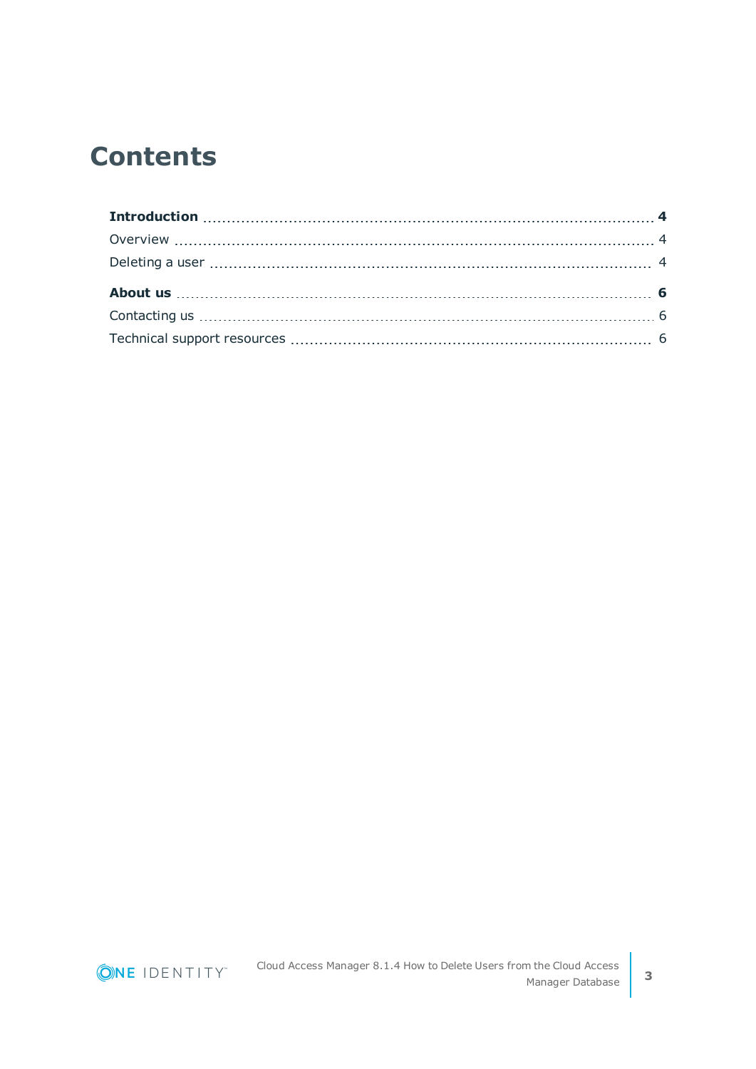# Contents

**Introduction** 4

Overview 4

Deleting a user 4

**About us** 6

Contacting us 6

Technical support resources 6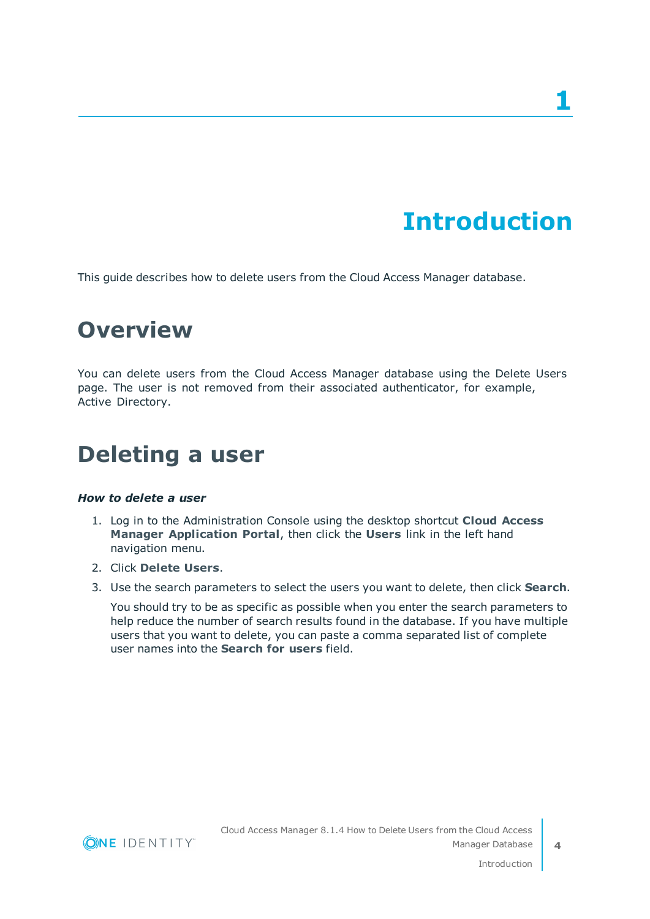# 1 Introduction

This guide describes how to delete users from the Cloud Access Manager database.

## Overview

You can delete users from the Cloud Access Manager database using the Delete Users page. The user is not removed from their associated authenticator, for example, Active Directory.

## Deleting a user

***How to delete a user***

1. Log in to the Administration Console using the desktop shortcut **Cloud Access Manager Application Portal**, then click the **Users** link in the left hand navigation menu.
2. Click **Delete Users**.
3. Use the search parameters to select the users you want to delete, then click **Search**.

   You should try to be as specific as possible when you enter the search parameters to help reduce the number of search results found in the database. If you have multiple users that you want to delete, you can paste a comma separated list of complete user names into the **Search for users** field.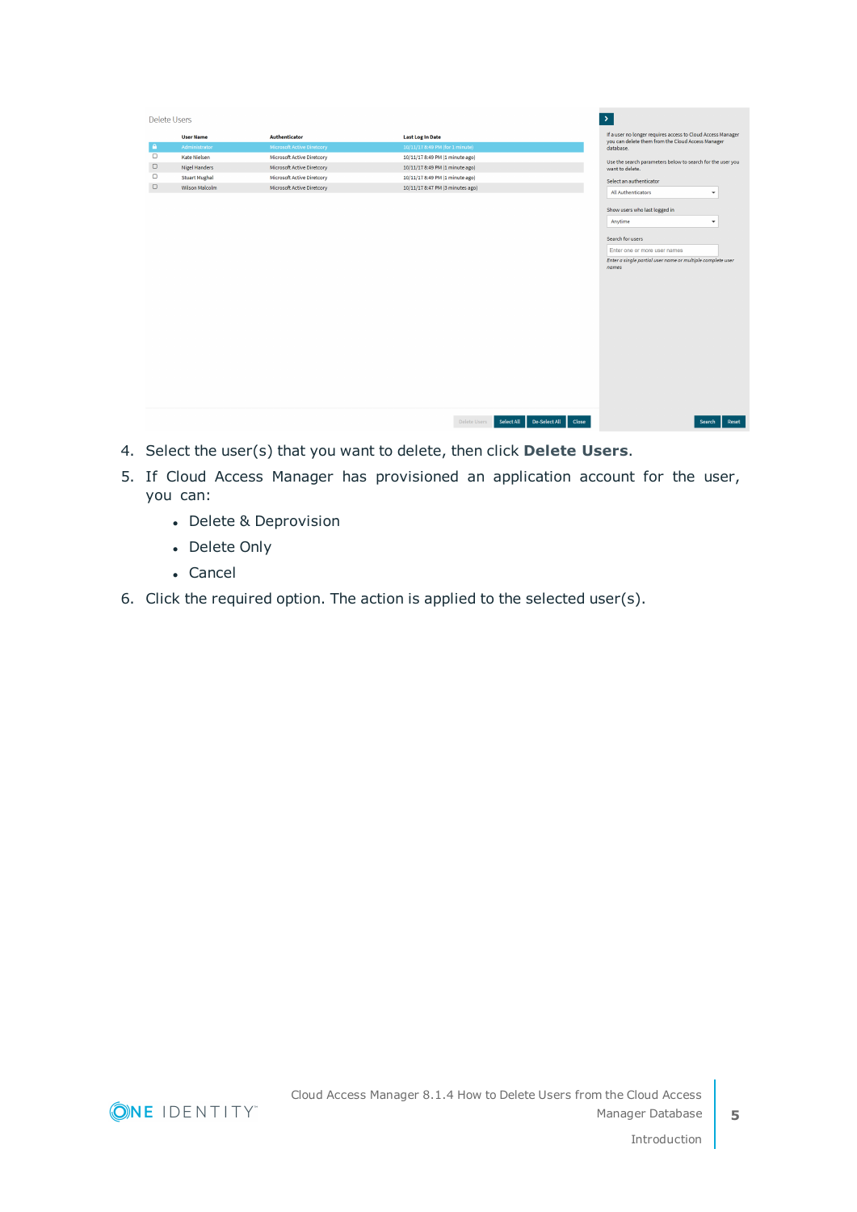4. Select the user(s) that you want to delete, then click **Delete Users**.
5. If Cloud Access Manager has provisioned an application account for the user, you can:
   - Delete & Deprovision
   - Delete Only
   - Cancel
6. Click the required option. The action is applied to the selected user(s).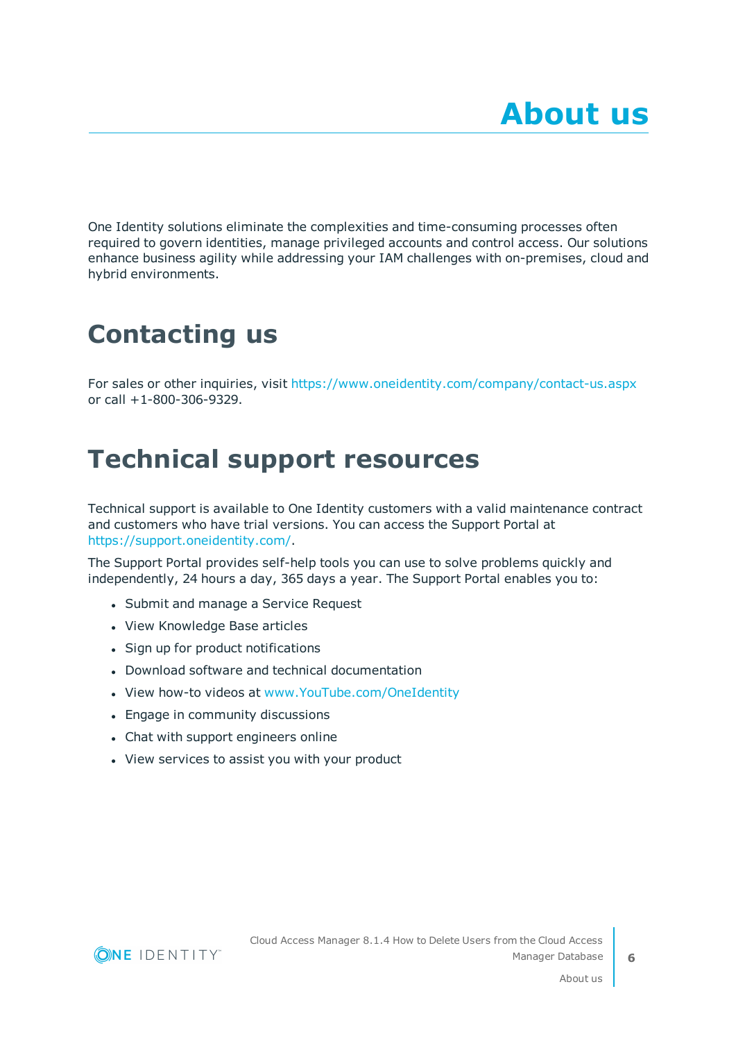# About us

One Identity solutions eliminate the complexities and time-consuming processes often required to govern identities, manage privileged accounts and control access. Our solutions enhance business agility while addressing your IAM challenges with on-premises, cloud and hybrid environments.

## Contacting us

For sales or other inquiries, visit https://www.oneidentity.com/company/contact-us.aspx or call +1-800-306-9329.

## Technical support resources

Technical support is available to One Identity customers with a valid maintenance contract and customers who have trial versions. You can access the Support Portal at https://support.oneidentity.com/.

The Support Portal provides self-help tools you can use to solve problems quickly and independently, 24 hours a day, 365 days a year. The Support Portal enables you to:

- Submit and manage a Service Request
- View Knowledge Base articles
- Sign up for product notifications
- Download software and technical documentation
- View how-to videos at www.YouTube.com/OneIdentity
- Engage in community discussions
- Chat with support engineers online
- View services to assist you with your product